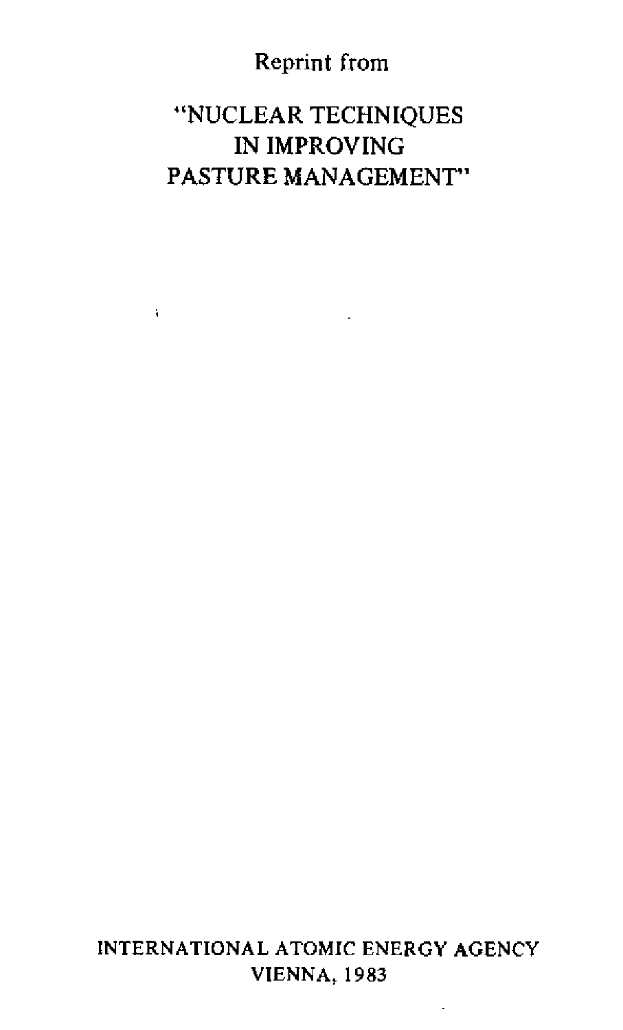Reprint from

# "NUCLEAR TECHNIQUES IN IMPROVING PASTURE MANAGEMENT"

INTERNATIONAL ATOMIC ENERGY AGENCY
VIENNA, 1983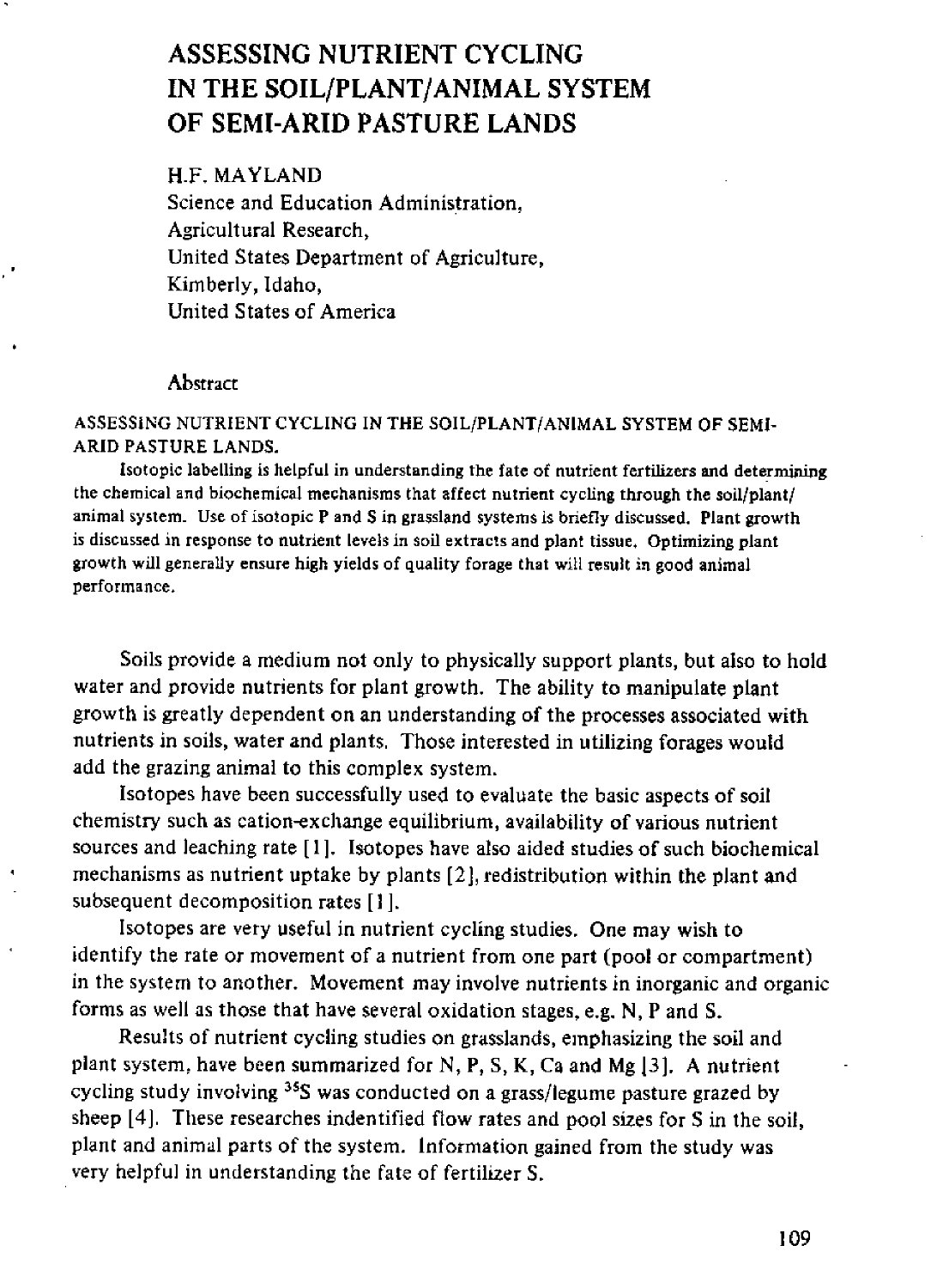# ASSESSING NUTRIENT CYCLING IN THE SOIL/PLANT/ANIMAL SYSTEM OF SEMI-ARID PASTURE LANDS

H.F. MAYLAND
Science and Education Administration,
Agricultural Research,
United States Department of Agriculture,
Kimberly, Idaho,
United States of America

## Abstract

ASSESSING NUTRIENT CYCLING IN THE SOIL/PLANT/ANIMAL SYSTEM OF SEMI-ARID PASTURE LANDS.

Isotopic labelling is helpful in understanding the fate of nutrient fertilizers and determining the chemical and biochemical mechanisms that affect nutrient cycling through the soil/plant/animal system. Use of isotopic P and S in grassland systems is briefly discussed. Plant growth is discussed in response to nutrient levels in soil extracts and plant tissue. Optimizing plant growth will generally ensure high yields of quality forage that will result in good animal performance.

Soils provide a medium not only to physically support plants, but also to hold water and provide nutrients for plant growth. The ability to manipulate plant growth is greatly dependent on an understanding of the processes associated with nutrients in soils, water and plants. Those interested in utilizing forages would add the grazing animal to this complex system.

Isotopes have been successfully used to evaluate the basic aspects of soil chemistry such as cation-exchange equilibrium, availability of various nutrient sources and leaching rate [1]. Isotopes have also aided studies of such biochemical mechanisms as nutrient uptake by plants [2], redistribution within the plant and subsequent decomposition rates [1].

Isotopes are very useful in nutrient cycling studies. One may wish to identify the rate or movement of a nutrient from one part (pool or compartment) in the system to another. Movement may involve nutrients in inorganic and organic forms as well as those that have several oxidation stages, e.g. N, P and S.

Results of nutrient cycling studies on grasslands, emphasizing the soil and plant system, have been summarized for N, P, S, K, Ca and Mg [3]. A nutrient cycling study involving $^{35}S$ was conducted on a grass/legume pasture grazed by sheep [4]. These researches indentified flow rates and pool sizes for S in the soil, plant and animal parts of the system. Information gained from the study was very helpful in understanding the fate of fertilizer S.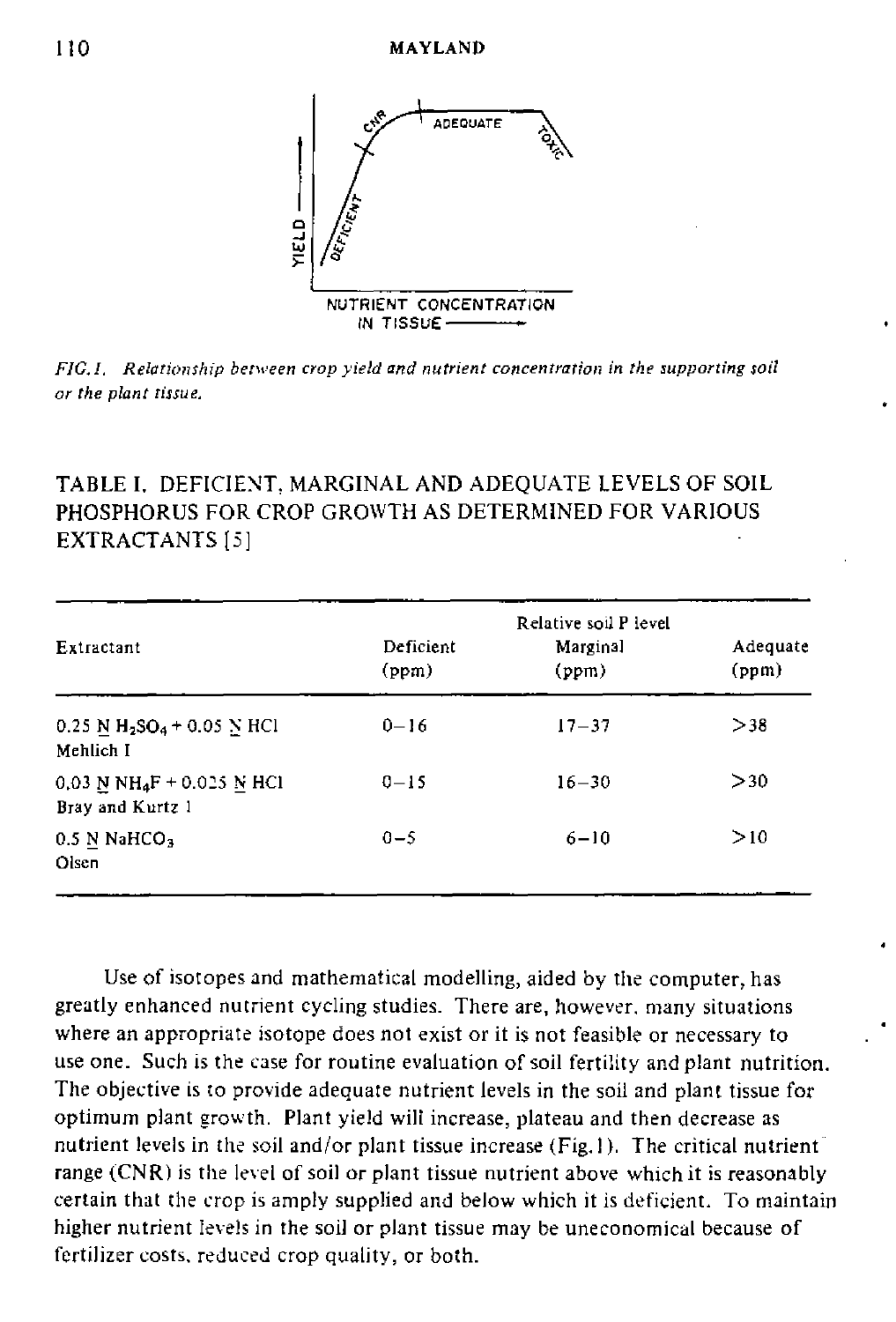FIG. 1. Relationship between crop yield and nutrient concentration in the supporting soil or the plant tissue.

TABLE I. DEFICIENT, MARGINAL AND ADEQUATE LEVELS OF SOIL PHOSPHORUS FOR CROP GROWTH AS DETERMINED FOR VARIOUS EXTRACTANTS [5]

| Extractant | Relative soil P level | | |
|---|---|---|---|
| | Deficient (ppm) | Marginal (ppm) | Adequate (ppm) |
| 0.25 N $H_2SO_4$ + 0.05 N HCl<br>Mehlich I | 0–16 | 17–37 | >38 |
| 0.03 N $NH_4F$ + 0.025 N HCl<br>Bray and Kurtz 1 | 0–15 | 16–30 | >30 |
| 0.5 N $NaHCO_3$<br>Olsen | 0–5 | 6–10 | >10 |

Use of isotopes and mathematical modelling, aided by the computer, has greatly enhanced nutrient cycling studies. There are, however, many situations where an appropriate isotope does not exist or it is not feasible or necessary to use one. Such is the case for routine evaluation of soil fertility and plant nutrition. The objective is to provide adequate nutrient levels in the soil and plant tissue for optimum plant growth. Plant yield will increase, plateau and then decrease as nutrient levels in the soil and/or plant tissue increase (Fig. 1). The critical nutrient range (CNR) is the level of soil or plant tissue nutrient above which it is reasonably certain that the crop is amply supplied and below which it is deficient. To maintain higher nutrient levels in the soil or plant tissue may be uneconomical because of fertilizer costs, reduced crop quality, or both.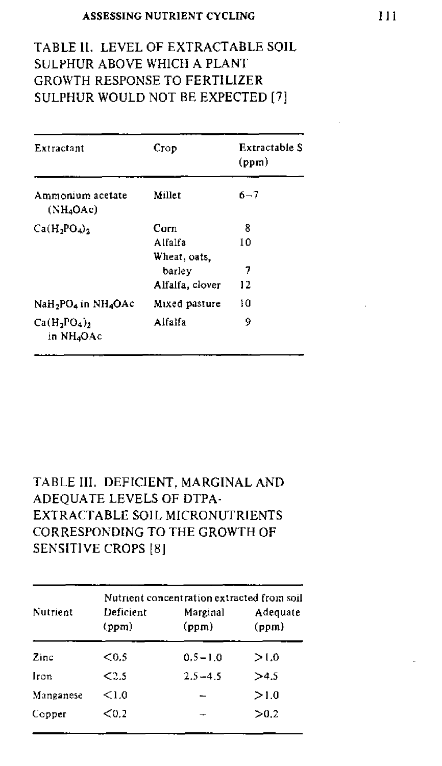TABLE II. LEVEL OF EXTRACTABLE SOIL SULPHUR ABOVE WHICH A PLANT GROWTH RESPONSE TO FERTILIZER SULPHUR WOULD NOT BE EXPECTED [7]

| Extractant | Crop | Extractable S (ppm) |
|---|---|---|
| Ammonium acetate ($NH_4OAc$) | Millet | 6–7 |
| $Ca(H_2PO_4)_2$ | Corn | 8 |
| | Alfalfa | 10 |
| | Wheat, oats, barley | 7 |
| | Alfalfa, clover | 12 |
| $NaH_2PO_4$ in $NH_4OAc$ | Mixed pasture | 10 |
| $Ca(H_2PO_4)_2$ in $NH_4OAc$ | Alfalfa | 9 |

TABLE III. DEFICIENT, MARGINAL AND ADEQUATE LEVELS OF DTPA-EXTRACTABLE SOIL MICRONUTRIENTS CORRESPONDING TO THE GROWTH OF SENSITIVE CROPS [8]

| Nutrient | Nutrient concentration extracted from soil | | |
|---|---|---|---|
| | Deficient (ppm) | Marginal (ppm) | Adequate (ppm) |
| Zinc | <0.5 | 0.5–1.0 | >1.0 |
| Iron | <2.5 | 2.5–4.5 | >4.5 |
| Manganese | <1.0 | – | >1.0 |
| Copper | <0.2 | – | >0.2 |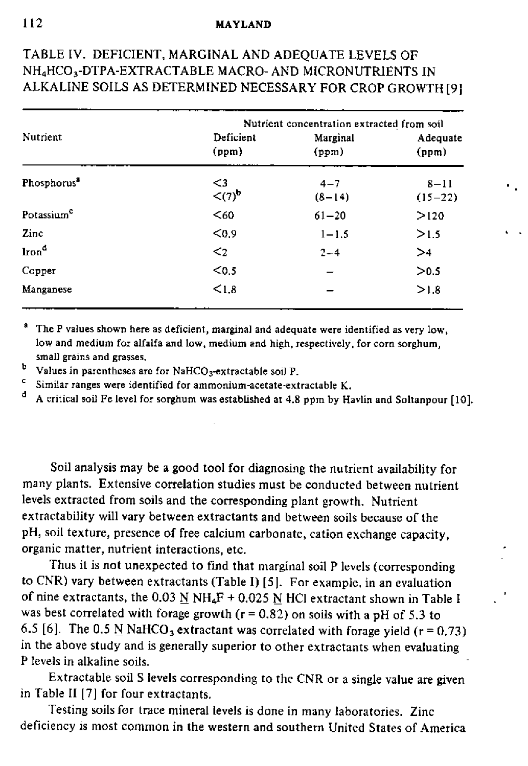TABLE IV. DEFICIENT, MARGINAL AND ADEQUATE LEVELS OF $NH_4HCO_3$-DTPA-EXTRACTABLE MACRO- AND MICRONUTRIENTS IN ALKALINE SOILS AS DETERMINED NECESSARY FOR CROP GROWTH [9]

| Nutrient | Nutrient concentration extracted from soil | | |
|---|---|---|---|
| | Deficient (ppm) | Marginal (ppm) | Adequate (ppm) |
| Phosphorus[a] | <3 | 4–7 | 8–11 |
| | <(7)[b] | (8–14) | (15–22) |
| Potassium[c] | <60 | 61–20 | >120 |
| Zinc | <0.9 | 1–1.5 | >1.5 |
| Iron[d] | <2 | 2–4 | >4 |
| Copper | <0.5 | – | >0.5 |
| Manganese | <1.8 | – | >1.8 |

[a] The P values shown here as deficient, marginal and adequate were identified as very low, low and medium for alfalfa and low, medium and high, respectively, for corn sorghum, small grains and grasses.

[b] Values in parentheses are for $NaHCO_3$-extractable soil P.

[c] Similar ranges were identified for ammonium-acetate-extractable K.

[d] A critical soil Fe level for sorghum was established at 4.8 ppm by Havlin and Soltanpour [10].

Soil analysis may be a good tool for diagnosing the nutrient availability for many plants. Extensive correlation studies must be conducted between nutrient levels extracted from soils and the corresponding plant growth. Nutrient extractability will vary between extractants and between soils because of the pH, soil texture, presence of free calcium carbonate, cation exchange capacity, organic matter, nutrient interactions, etc.

Thus it is not unexpected to find that marginal soil P levels (corresponding to CNR) vary between extractants (Table I) [5]. For example, in an evaluation of nine extractants, the 0.03 N $NH_4F$ + 0.025 N HCl extractant shown in Table I was best correlated with forage growth ($r = 0.82$) on soils with a pH of 5.3 to 6.5 [6]. The 0.5 N $NaHCO_3$ extractant was correlated with forage yield ($r = 0.73$) in the above study and is generally superior to other extractants when evaluating P levels in alkaline soils.

Extractable soil S levels corresponding to the CNR or a single value are given in Table II [7] for four extractants.

Testing soils for trace mineral levels is done in many laboratories. Zinc deficiency is most common in the western and southern United States of America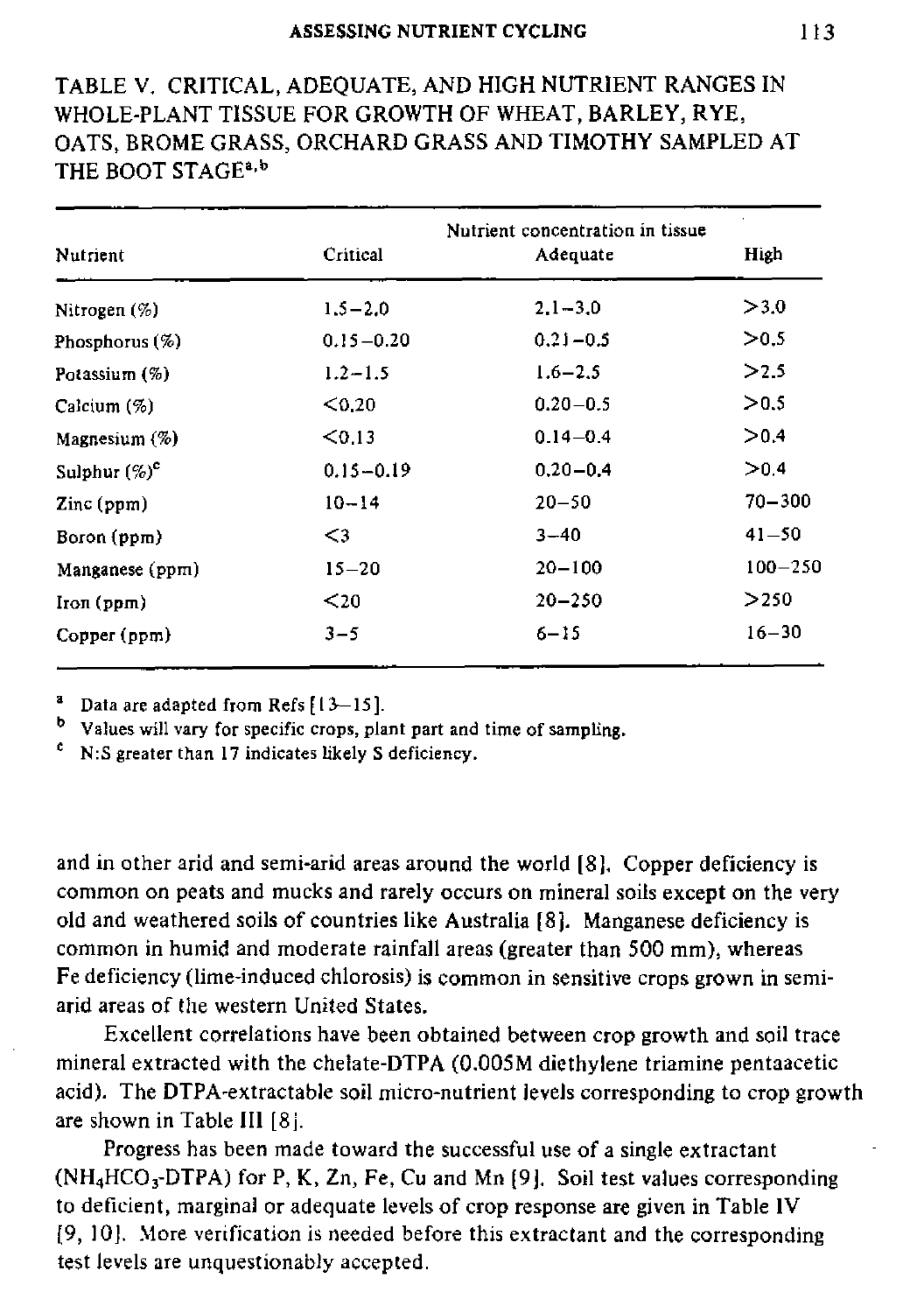TABLE V. CRITICAL, ADEQUATE, AND HIGH NUTRIENT RANGES IN WHOLE-PLANT TISSUE FOR GROWTH OF WHEAT, BARLEY, RYE, OATS, BROME GRASS, ORCHARD GRASS AND TIMOTHY SAMPLED AT THE BOOT STAGE[a,b]

| Nutrient | Nutrient concentration in tissue | | |
|---|---|---|---|
| | Critical | Adequate | High |
| Nitrogen (%) | 1.5–2.0 | 2.1–3.0 | >3.0 |
| Phosphorus (%) | 0.15–0.20 | 0.21–0.5 | >0.5 |
| Potassium (%) | 1.2–1.5 | 1.6–2.5 | >2.5 |
| Calcium (%) | <0.20 | 0.20–0.5 | >0.5 |
| Magnesium (%) | <0.13 | 0.14–0.4 | >0.4 |
| Sulphur (%)[c] | 0.15–0.19 | 0.20–0.4 | >0.4 |
| Zinc (ppm) | 10–14 | 20–50 | 70–300 |
| Boron (ppm) | <3 | 3–40 | 41–50 |
| Manganese (ppm) | 15–20 | 20–100 | 100–250 |
| Iron (ppm) | <20 | 20–250 | >250 |
| Copper (ppm) | 3–5 | 6–15 | 16–30 |

[a] Data are adapted from Refs [13–15].
[b] Values will vary for specific crops, plant part and time of sampling.
[c] N:S greater than 17 indicates likely S deficiency.

and in other arid and semi-arid areas around the world [8]. Copper deficiency is common on peats and mucks and rarely occurs on mineral soils except on the very old and weathered soils of countries like Australia [8]. Manganese deficiency is common in humid and moderate rainfall areas (greater than 500 mm), whereas Fe deficiency (lime-induced chlorosis) is common in sensitive crops grown in semi-arid areas of the western United States.

Excellent correlations have been obtained between crop growth and soil trace mineral extracted with the chelate-DTPA (0.005M diethylene triamine pentaacetic acid). The DTPA-extractable soil micro-nutrient levels corresponding to crop growth are shown in Table III [8].

Progress has been made toward the successful use of a single extractant ($NH_4HCO_3$-DTPA) for P, K, Zn, Fe, Cu and Mn [9]. Soil test values corresponding to deficient, marginal or adequate levels of crop response are given in Table IV [9, 10]. More verification is needed before this extractant and the corresponding test levels are unquestionably accepted.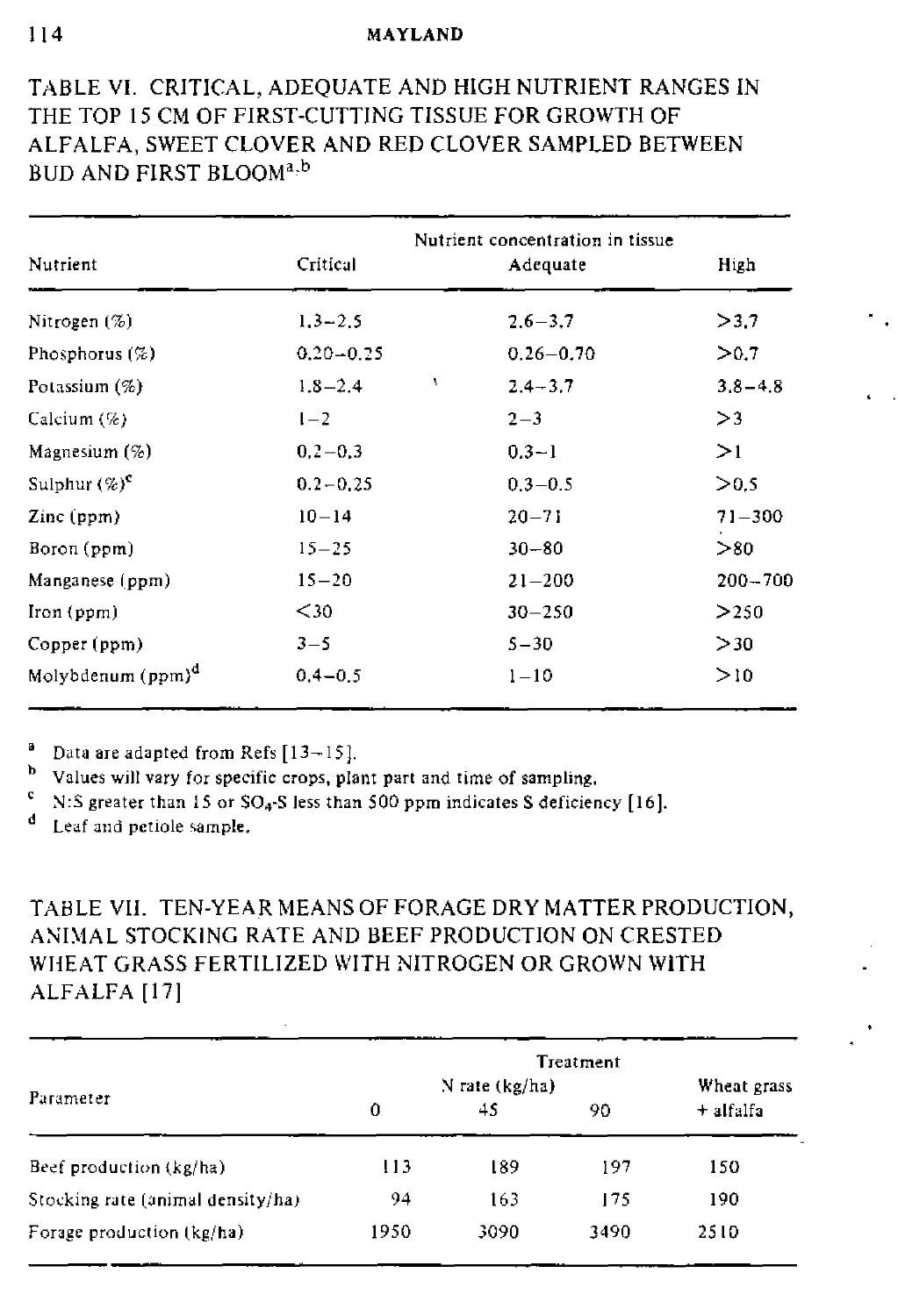TABLE VI. CRITICAL, ADEQUATE AND HIGH NUTRIENT RANGES IN THE TOP 15 CM OF FIRST-CUTTING TISSUE FOR GROWTH OF ALFALFA, SWEET CLOVER AND RED CLOVER SAMPLED BETWEEN BUD AND FIRST BLOOM[a,b]

| Nutrient | Nutrient concentration in tissue | | |
|---|---|---|---|
| | Critical | Adequate | High |
| Nitrogen (%) | 1.3–2.5 | 2.6–3.7 | >3.7 |
| Phosphorus (%) | 0.20–0.25 | 0.26–0.70 | >0.7 |
| Potassium (%) | 1.8–2.4 | 2.4–3.7 | 3.8–4.8 |
| Calcium (%) | 1–2 | 2–3 | >3 |
| Magnesium (%) | 0.2–0.3 | 0.3–1 | >1 |
| Sulphur (%)[c] | 0.2–0.25 | 0.3–0.5 | >0.5 |
| Zinc (ppm) | 10–14 | 20–71 | 71–300 |
| Boron (ppm) | 15–25 | 30–80 | >80 |
| Manganese (ppm) | 15–20 | 21–200 | 200–700 |
| Iron (ppm) | <30 | 30–250 | >250 |
| Copper (ppm) | 3–5 | 5–30 | >30 |
| Molybdenum (ppm)[d] | 0.4–0.5 | 1–10 | >10 |

[a] Data are adapted from Refs [13–15].
[b] Values will vary for specific crops, plant part and time of sampling.
[c] N:S greater than 15 or $SO_4$-S less than 500 ppm indicates S deficiency [16].
[d] Leaf and petiole sample.

TABLE VII. TEN-YEAR MEANS OF FORAGE DRY MATTER PRODUCTION, ANIMAL STOCKING RATE AND BEEF PRODUCTION ON CRESTED WHEAT GRASS FERTILIZED WITH NITROGEN OR GROWN WITH ALFALFA [17]

| Parameter | Treatment | | | |
|---|---|---|---|---|
| | N rate (kg/ha) | | | Wheat grass |
| | 0 | 45 | 90 | + alfalfa |
| Beef production (kg/ha) | 113 | 189 | 197 | 150 |
| Stocking rate (animal density/ha) | 94 | 163 | 175 | 190 |
| Forage production (kg/ha) | 1950 | 3090 | 3490 | 2510 |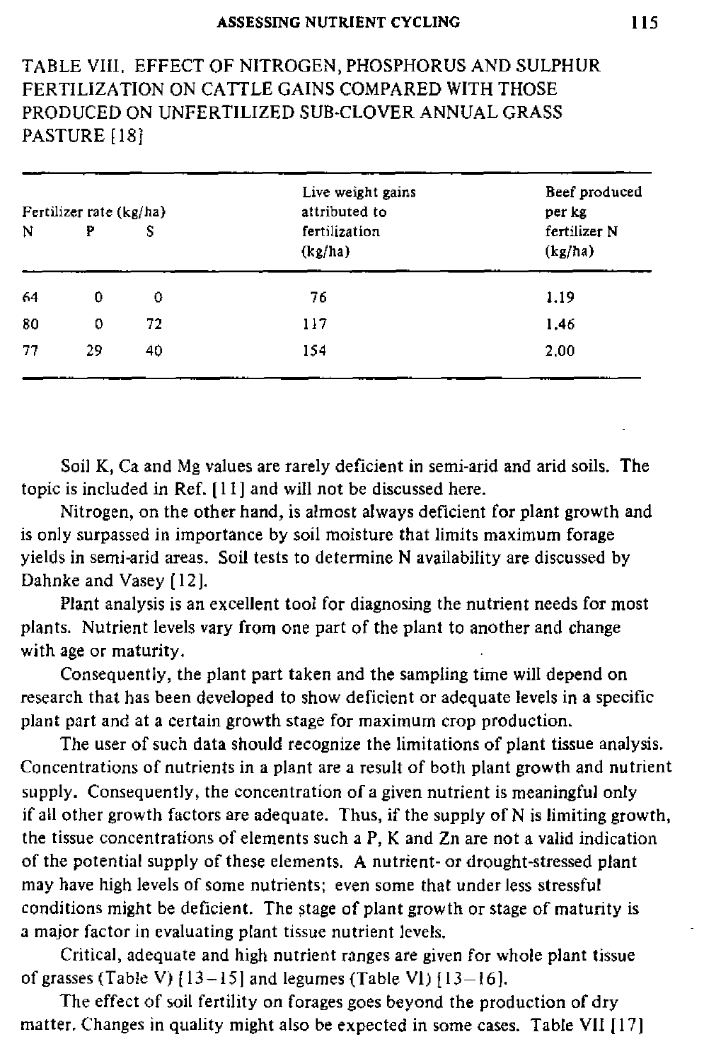TABLE VIII. EFFECT OF NITROGEN, PHOSPHORUS AND SULPHUR FERTILIZATION ON CATTLE GAINS COMPARED WITH THOSE PRODUCED ON UNFERTILIZED SUB-CLOVER ANNUAL GRASS PASTURE [18]

| Fertilizer rate (kg/ha) | | | Live weight gains attributed to fertilization (kg/ha) | Beef produced per kg fertilizer N (kg/ha) |
|---|---|---|---|---|
| N | P | S | | |
| 64 | 0 | 0 | 76 | 1.19 |
| 80 | 0 | 72 | 117 | 1.46 |
| 77 | 29 | 40 | 154 | 2.00 |

Soil K, Ca and Mg values are rarely deficient in semi-arid and arid soils. The topic is included in Ref. [11] and will not be discussed here.

Nitrogen, on the other hand, is almost always deficient for plant growth and is only surpassed in importance by soil moisture that limits maximum forage yields in semi-arid areas. Soil tests to determine N availability are discussed by Dahnke and Vasey [12].

Plant analysis is an excellent tool for diagnosing the nutrient needs for most plants. Nutrient levels vary from one part of the plant to another and change with age or maturity.

Consequently, the plant part taken and the sampling time will depend on research that has been developed to show deficient or adequate levels in a specific plant part and at a certain growth stage for maximum crop production.

The user of such data should recognize the limitations of plant tissue analysis. Concentrations of nutrients in a plant are a result of both plant growth and nutrient supply. Consequently, the concentration of a given nutrient is meaningful only if all other growth factors are adequate. Thus, if the supply of N is limiting growth, the tissue concentrations of elements such a P, K and Zn are not a valid indication of the potential supply of these elements. A nutrient- or drought-stressed plant may have high levels of some nutrients; even some that under less stressful conditions might be deficient. The stage of plant growth or stage of maturity is a major factor in evaluating plant tissue nutrient levels.

Critical, adequate and high nutrient ranges are given for whole plant tissue of grasses (Table V) [13–15] and legumes (Table VI) [13–16].

The effect of soil fertility on forages goes beyond the production of dry matter. Changes in quality might also be expected in some cases. Table VII [17]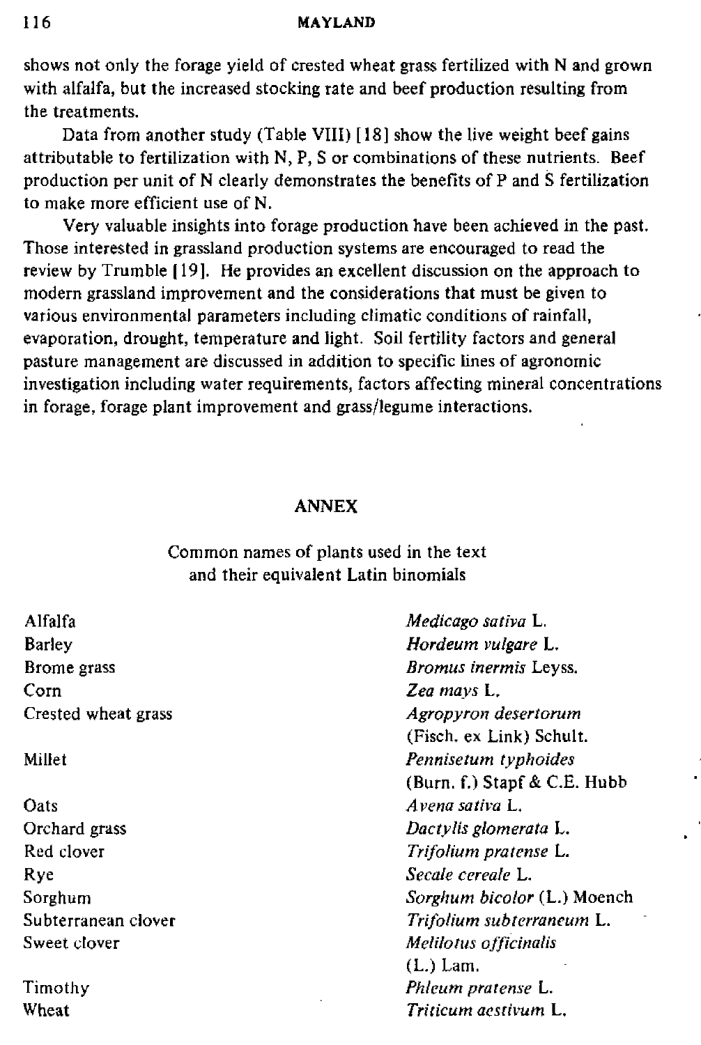shows not only the forage yield of crested wheat grass fertilized with N and grown with alfalfa, but the increased stocking rate and beef production resulting from the treatments.

Data from another study (Table VIII) [18] show the live weight beef gains attributable to fertilization with N, P, S or combinations of these nutrients. Beef production per unit of N clearly demonstrates the benefits of P and S fertilization to make more efficient use of N.

Very valuable insights into forage production have been achieved in the past. Those interested in grassland production systems are encouraged to read the review by Trumble [19]. He provides an excellent discussion on the approach to modern grassland improvement and the considerations that must be given to various environmental parameters including climatic conditions of rainfall, evaporation, drought, temperature and light. Soil fertility factors and general pasture management are discussed in addition to specific lines of agronomic investigation including water requirements, factors affecting mineral concentrations in forage, forage plant improvement and grass/legume interactions.

## ANNEX

Common names of plants used in the text and their equivalent Latin binomials

| Common name | Latin binomial |
|---|---|
| Alfalfa | *Medicago sativa* L. |
| Barley | *Hordeum vulgare* L. |
| Brome grass | *Bromus inermis* Leyss. |
| Corn | *Zea mays* L. |
| Crested wheat grass | *Agropyron desertorum* (Fisch. ex Link) Schult. |
| Millet | *Pennisetum typhoides* (Burn. f.) Stapf & C.E. Hubb |
| Oats | *Avena sativa* L. |
| Orchard grass | *Dactylis glomerata* L. |
| Red clover | *Trifolium pratense* L. |
| Rye | *Secale cereale* L. |
| Sorghum | *Sorghum bicolor* (L.) Moench |
| Subterranean clover | *Trifolium subterraneum* L. |
| Sweet clover | *Melilotus officinalis* (L.) Lam. |
| Timothy | *Phleum pratense* L. |
| Wheat | *Triticum aestivum* L. |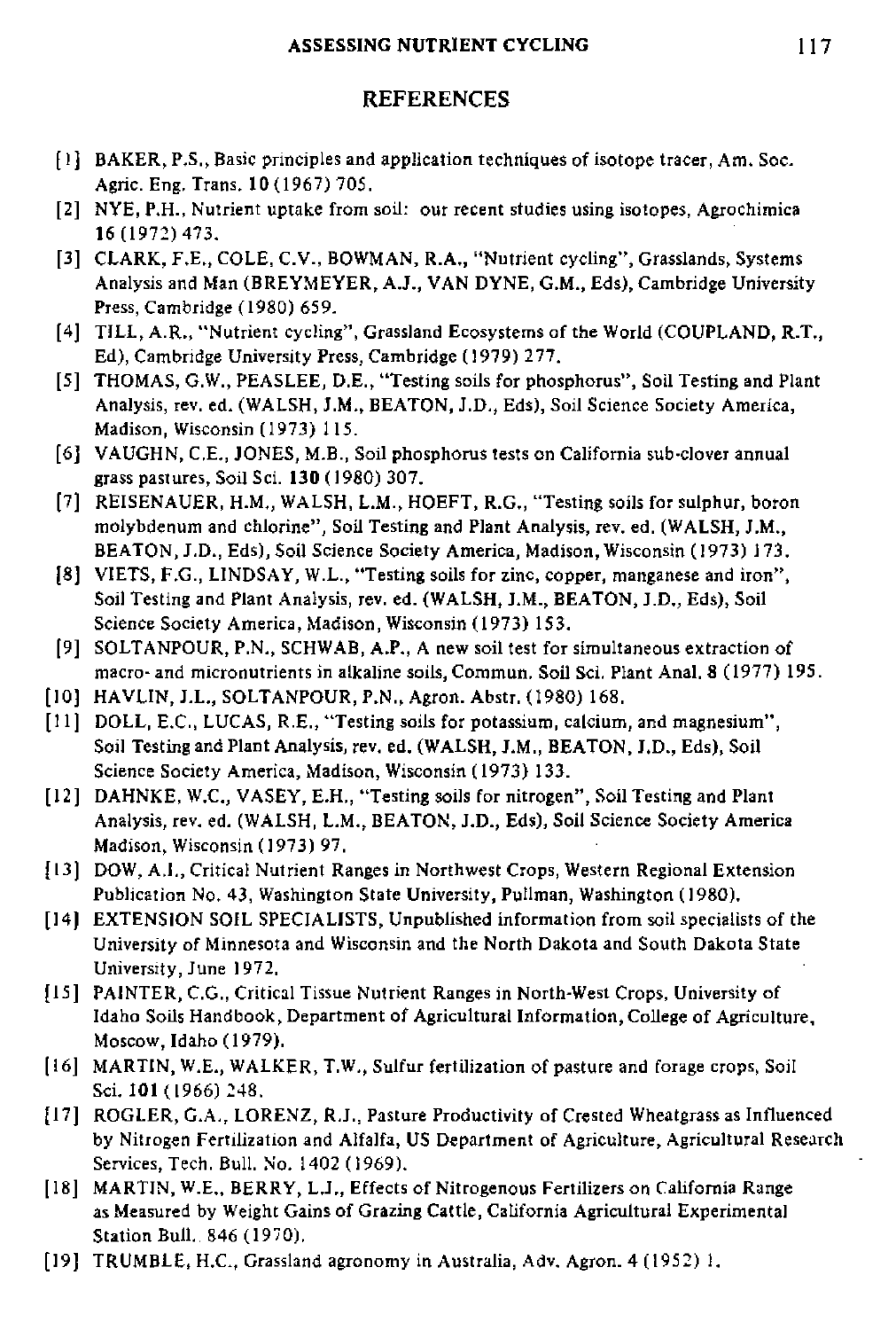## REFERENCES

[1] BAKER, P.S., Basic principles and application techniques of isotope tracer, Am. Soc. Agric. Eng. Trans. **10** (1967) 705.

[2] NYE, P.H., Nutrient uptake from soil: our recent studies using isotopes, Agrochimica **16** (1972) 473.

[3] CLARK, F.E., COLE, C.V., BOWMAN, R.A., "Nutrient cycling", Grasslands, Systems Analysis and Man (BREYMEYER, A.J., VAN DYNE, G.M., Eds), Cambridge University Press, Cambridge (1980) 659.

[4] TILL, A.R., "Nutrient cycling", Grassland Ecosystems of the World (COUPLAND, R.T., Ed), Cambridge University Press, Cambridge (1979) 277.

[5] THOMAS, G.W., PEASLEE, D.E., "Testing soils for phosphorus", Soil Testing and Plant Analysis, rev. ed. (WALSH, J.M., BEATON, J.D., Eds), Soil Science Society America, Madison, Wisconsin (1973) 115.

[6] VAUGHN, C.E., JONES, M.B., Soil phosphorus tests on California sub-clover annual grass pastures, Soil Sci. **130** (1980) 307.

[7] REISENAUER, H.M., WALSH, L.M., HOEFT, R.G., "Testing soils for sulphur, boron molybdenum and chlorine", Soil Testing and Plant Analysis, rev. ed. (WALSH, J.M., BEATON, J.D., Eds), Soil Science Society America, Madison, Wisconsin (1973) 173.

[8] VIETS, F.G., LINDSAY, W.L., "Testing soils for zinc, copper, manganese and iron", Soil Testing and Plant Analysis, rev. ed. (WALSH, I.M., BEATON, J.D., Eds), Soil Science Society America, Madison, Wisconsin (1973) 153.

[9] SOLTANPOUR, P.N., SCHWAB, A.P., A new soil test for simultaneous extraction of macro- and micronutrients in alkaline soils, Commun. Soil Sci. Plant Anal. **8** (1977) 195.

[10] HAVLIN, J.L., SOLTANPOUR, P.N., Agron. Abstr. (1980) 168.

[11] DOLL, E.C., LUCAS, R.E., "Testing soils for potassium, calcium, and magnesium", Soil Testing and Plant Analysis, rev. ed. (WALSH, J.M., BEATON, J.D., Eds), Soil Science Society America, Madison, Wisconsin (1973) 133.

[12] DAHNKE, W.C., VASEY, E.H., "Testing soils for nitrogen", Soil Testing and Plant Analysis, rev. ed. (WALSH, L.M., BEATON, J.D., Eds), Soil Science Society America Madison, Wisconsin (1973) 97.

[13] DOW, A.I., Critical Nutrient Ranges in Northwest Crops, Western Regional Extension Publication No. 43, Washington State University, Pullman, Washington (1980).

[14] EXTENSION SOIL SPECIALISTS, Unpublished information from soil specialists of the University of Minnesota and Wisconsin and the North Dakota and South Dakota State University, June 1972.

[15] PAINTER, C.G., Critical Tissue Nutrient Ranges in North-West Crops, University of Idaho Soils Handbook, Department of Agricultural Information, College of Agriculture, Moscow, Idaho (1979).

[16] MARTIN, W.E., WALKER, T.W., Sulfur fertilization of pasture and forage crops, Soil Sci. **101** (1966) 248.

[17] ROGLER, G.A., LORENZ, R.J., Pasture Productivity of Crested Wheatgrass as Influenced by Nitrogen Fertilization and Alfalfa, US Department of Agriculture, Agricultural Research Services, Tech. Bull. No. 1402 (1969).

[18] MARTIN, W.E., BERRY, L.J., Effects of Nitrogenous Fertilizers on California Range as Measured by Weight Gains of Grazing Cattle, California Agricultural Experimental Station Bull. 846 (1970).

[19] TRUMBLE, H.C., Grassland agronomy in Australia, Adv. Agron. 4 (1952) 1.